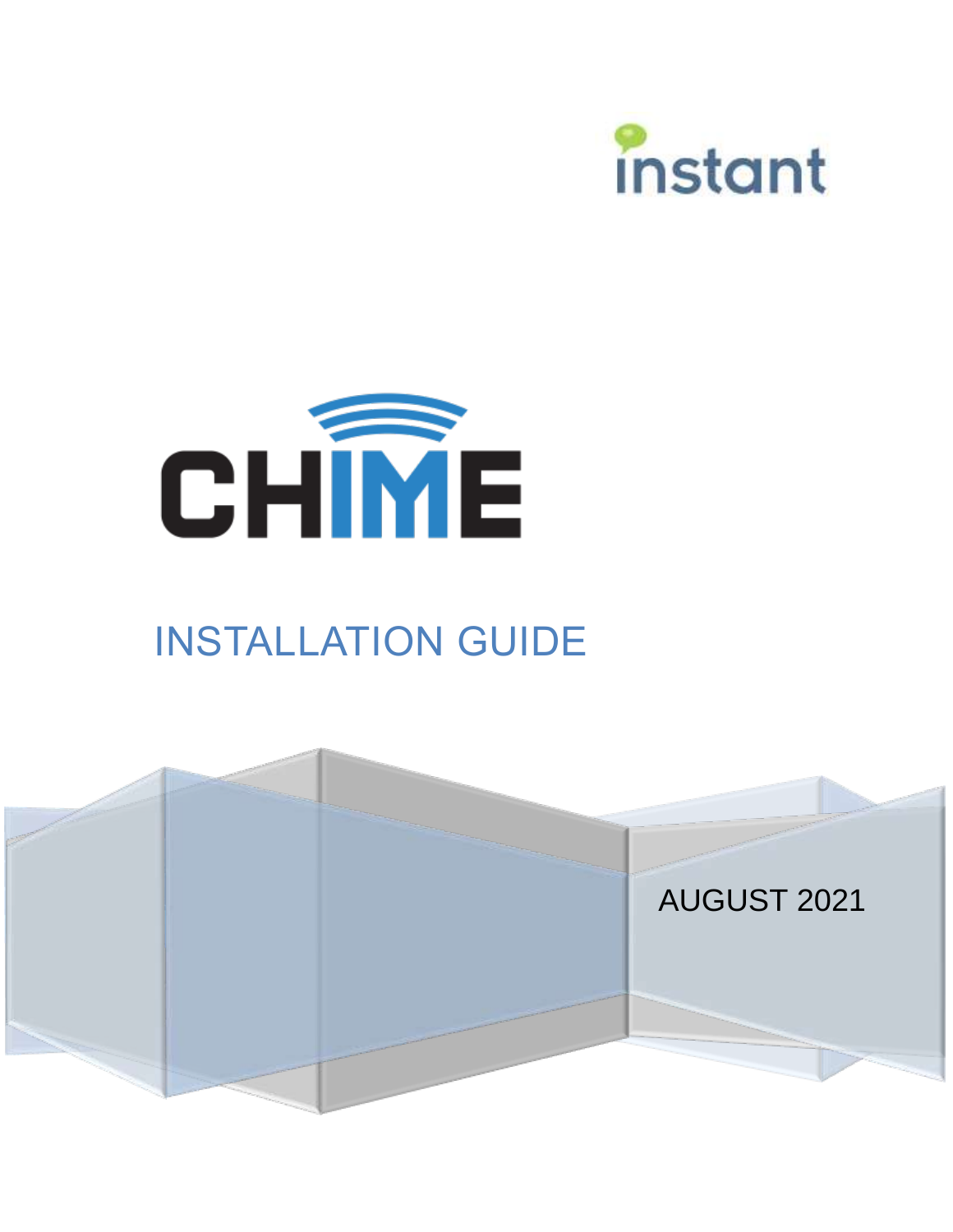instant

# CHIME

## INSTALLATION GUIDE

AUGUST 2021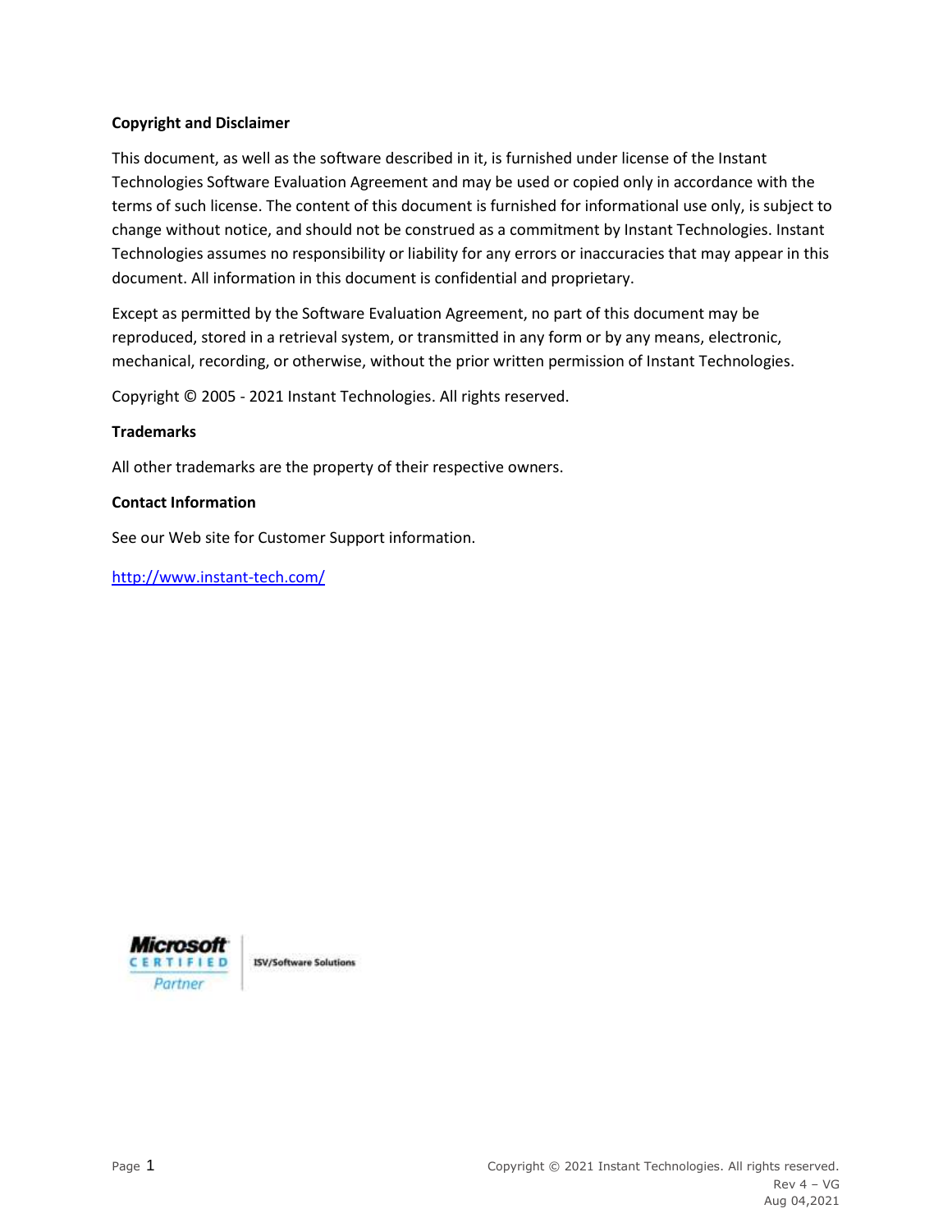**Copyright and Disclaimer**

This document, as well as the software described in it, is furnished under license of the Instant Technologies Software Evaluation Agreement and may be used or copied only in accordance with the terms of such license. The content of this document is furnished for informational use only, is subject to change without notice, and should not be construed as a commitment by Instant Technologies. Instant Technologies assumes no responsibility or liability for any errors or inaccuracies that may appear in this document. All information in this document is confidential and proprietary.

Except as permitted by the Software Evaluation Agreement, no part of this document may be reproduced, stored in a retrieval system, or transmitted in any form or by any means, electronic, mechanical, recording, or otherwise, without the prior written permission of Instant Technologies.

Copyright © 2005 - 2021 Instant Technologies. All rights reserved.

**Trademarks**

All other trademarks are the property of their respective owners.

**Contact Information**

See our Web site for Customer Support information.

http://www.instant-tech.com/

Microsoft CERTIFIED Partner | ISV/Software Solutions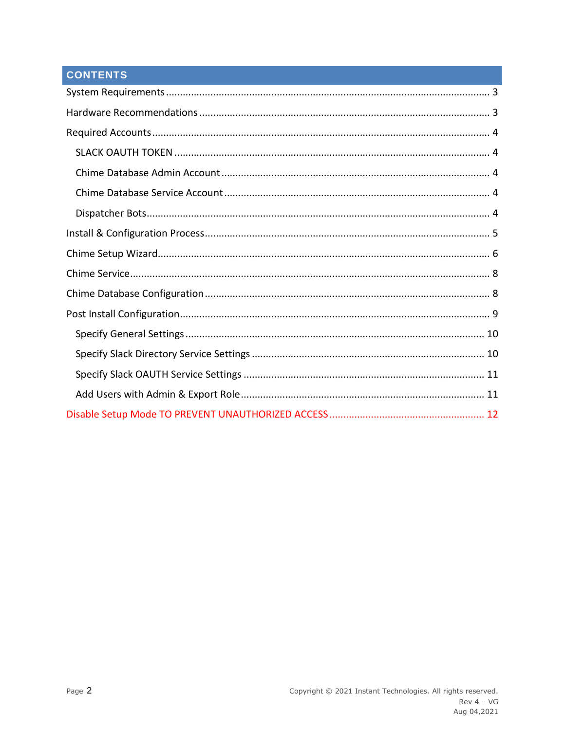## CONTENTS

System Requirements ..................................................... 3

Hardware Recommendations ..................................................... 3

Required Accounts ..................................................... 4

- SLACK OAUTH TOKEN ..................................................... 4
- Chime Database Admin Account ..................................................... 4
- Chime Database Service Account ..................................................... 4
- Dispatcher Bots ..................................................... 4

Install & Configuration Process ..................................................... 5

Chime Setup Wizard ..................................................... 6

Chime Service ..................................................... 8

Chime Database Configuration ..................................................... 8

Post Install Configuration ..................................................... 9

- Specify General Settings ..................................................... 10
- Specify Slack Directory Service Settings ..................................................... 10
- Specify Slack OAUTH Service Settings ..................................................... 11
- Add Users with Admin & Export Role ..................................................... 11

Disable Setup Mode TO PREVENT UNAUTHORIZED ACCESS ..................................................... 12

Copyright © 2021 Instant Technologies. All rights reserved.
Rev 4 – VG
Aug 04,2021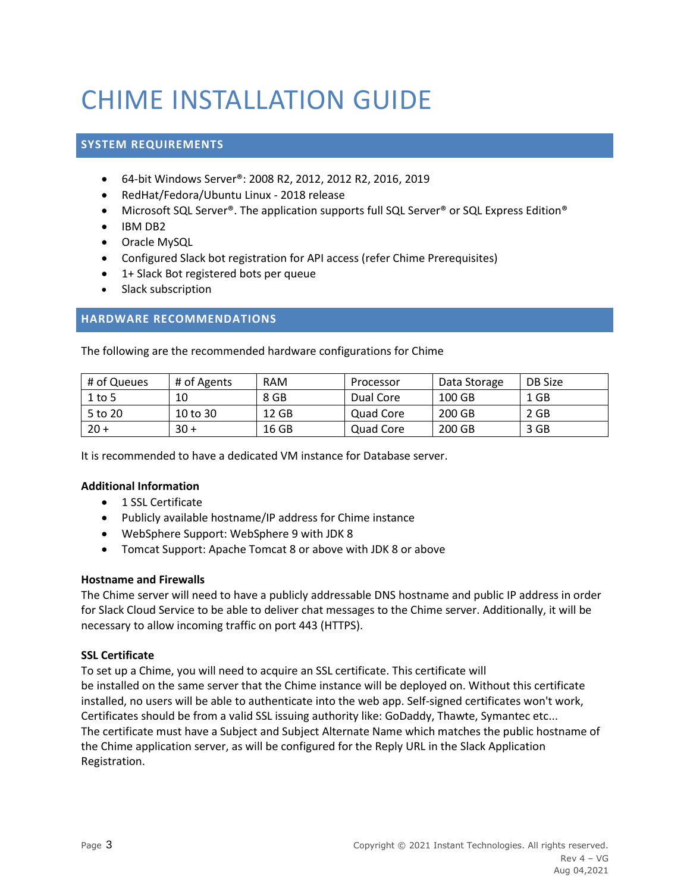# CHIME INSTALLATION GUIDE

## SYSTEM REQUIREMENTS

- 64-bit Windows Server®: 2008 R2, 2012, 2012 R2, 2016, 2019
- RedHat/Fedora/Ubuntu Linux - 2018 release
- Microsoft SQL Server®. The application supports full SQL Server® or SQL Express Edition®
- IBM DB2
- Oracle MySQL
- Configured Slack bot registration for API access (refer Chime Prerequisites)
- 1+ Slack Bot registered bots per queue
- Slack subscription

## HARDWARE RECOMMENDATIONS

The following are the recommended hardware configurations for Chime

| # of Queues | # of Agents | RAM | Processor | Data Storage | DB Size |
|---|---|---|---|---|---|
| 1 to 5 | 10 | 8 GB | Dual Core | 100 GB | 1 GB |
| 5 to 20 | 10 to 30 | 12 GB | Quad Core | 200 GB | 2 GB |
| 20 + | 30 + | 16 GB | Quad Core | 200 GB | 3 GB |

It is recommended to have a dedicated VM instance for Database server.

### Additional Information

- 1 SSL Certificate
- Publicly available hostname/IP address for Chime instance
- WebSphere Support: WebSphere 9 with JDK 8
- Tomcat Support: Apache Tomcat 8 or above with JDK 8 or above

### Hostname and Firewalls

The Chime server will need to have a publicly addressable DNS hostname and public IP address in order for Slack Cloud Service to be able to deliver chat messages to the Chime server. Additionally, it will be necessary to allow incoming traffic on port 443 (HTTPS).

### SSL Certificate

To set up a Chime, you will need to acquire an SSL certificate. This certificate will be installed on the same server that the Chime instance will be deployed on. Without this certificate installed, no users will be able to authenticate into the web app. Self-signed certificates won't work, Certificates should be from a valid SSL issuing authority like: GoDaddy, Thawte, Symantec etc...
The certificate must have a Subject and Subject Alternate Name which matches the public hostname of the Chime application server, as will be configured for the Reply URL in the Slack Application Registration.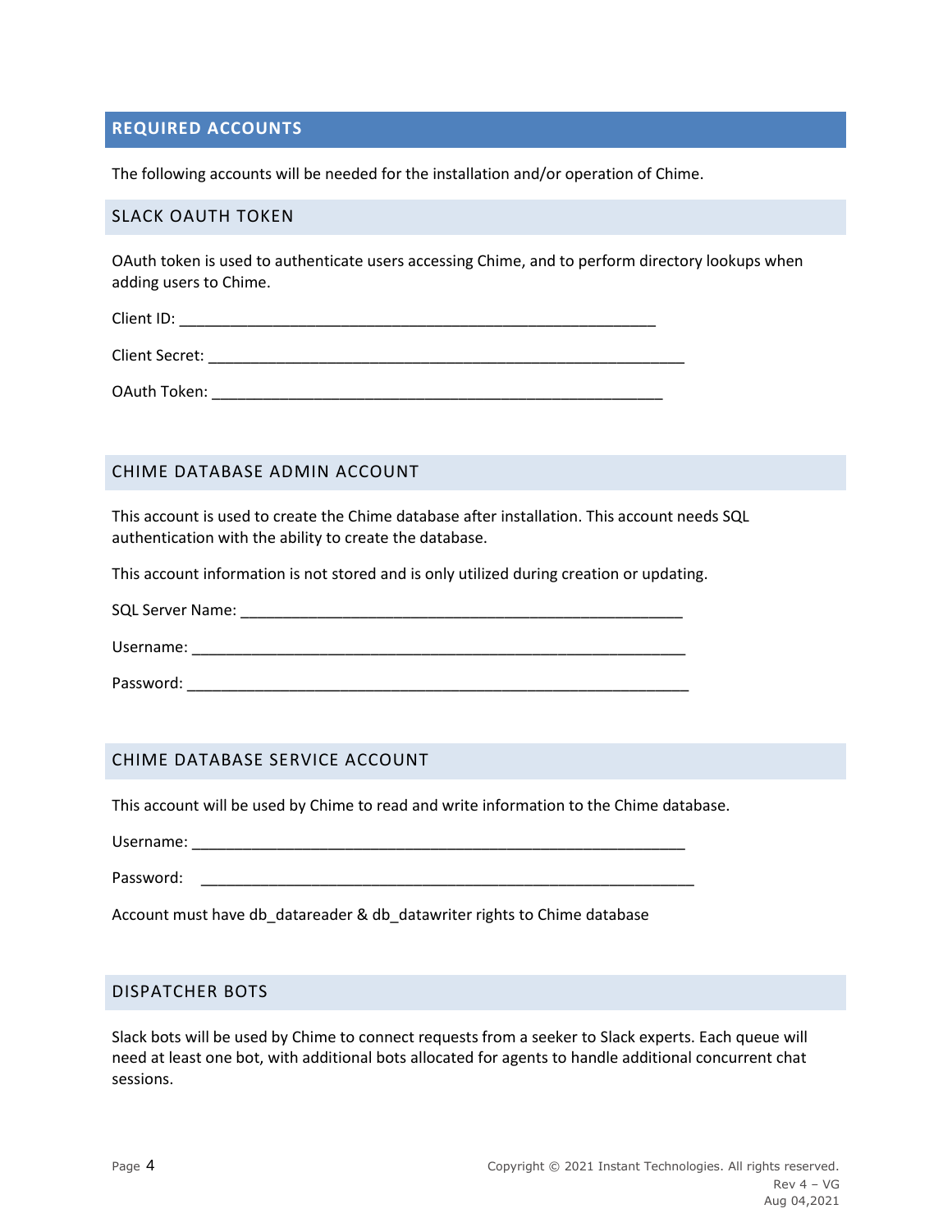## REQUIRED ACCOUNTS

The following accounts will be needed for the installation and/or operation of Chime.

### SLACK OAUTH TOKEN

OAuth token is used to authenticate users accessing Chime, and to perform directory lookups when adding users to Chime.

Client ID: ____________________________________________________________

Client Secret: ____________________________________________________________

OAuth Token: __________________________________________________________

### CHIME DATABASE ADMIN ACCOUNT

This account is used to create the Chime database after installation. This account needs SQL authentication with the ability to create the database.

This account information is not stored and is only utilized during creation or updating.

SQL Server Name: ________________________________________________________

Username: ______________________________________________________________

Password: _______________________________________________________________

### CHIME DATABASE SERVICE ACCOUNT

This account will be used by Chime to read and write information to the Chime database.

Username: ______________________________________________________________

Password: _______________________________________________________________

Account must have db_datareader & db_datawriter rights to Chime database

### DISPATCHER BOTS

Slack bots will be used by Chime to connect requests from a seeker to Slack experts. Each queue will need at least one bot, with additional bots allocated for agents to handle additional concurrent chat sessions.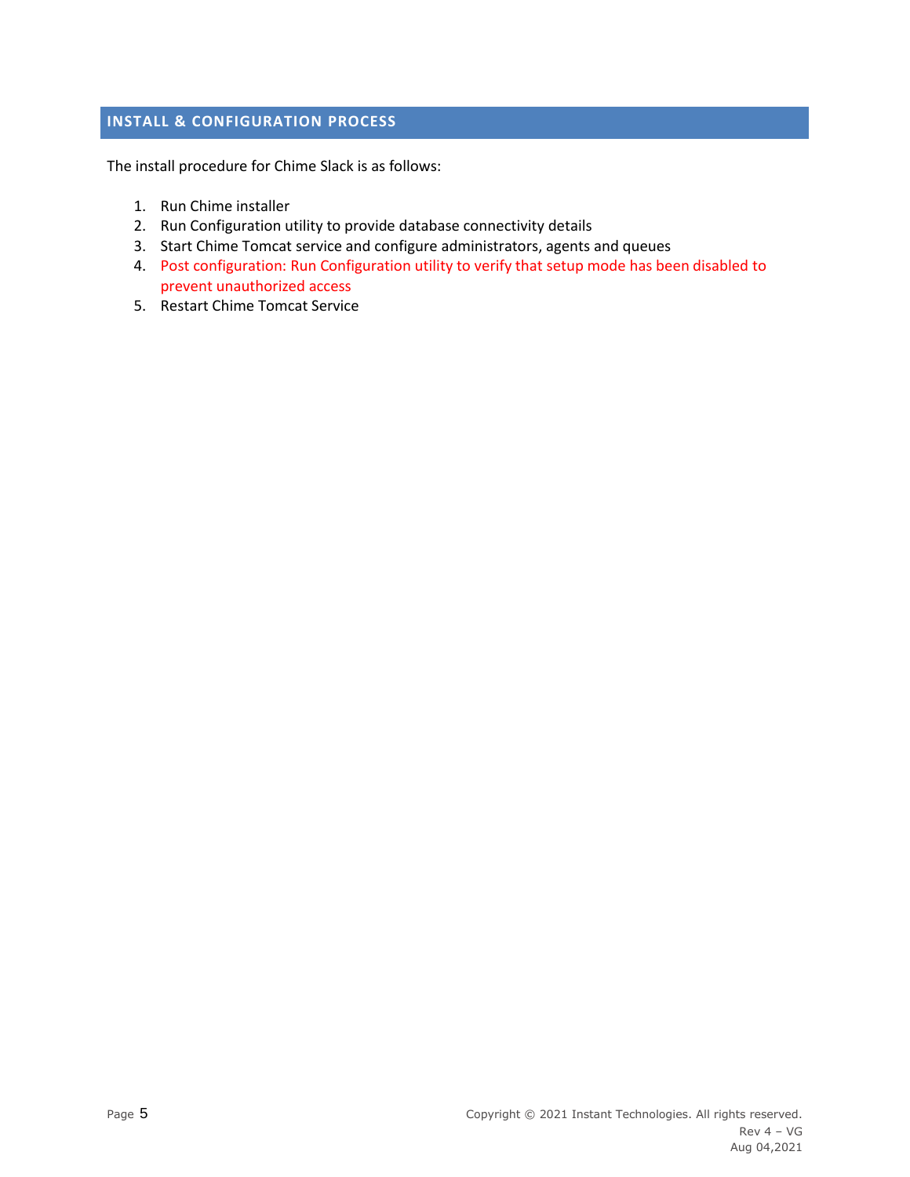## INSTALL & CONFIGURATION PROCESS

The install procedure for Chime Slack is as follows:

1. Run Chime installer
2. Run Configuration utility to provide database connectivity details
3. Start Chime Tomcat service and configure administrators, agents and queues
4. Post configuration: Run Configuration utility to verify that setup mode has been disabled to prevent unauthorized access
5. Restart Chime Tomcat Service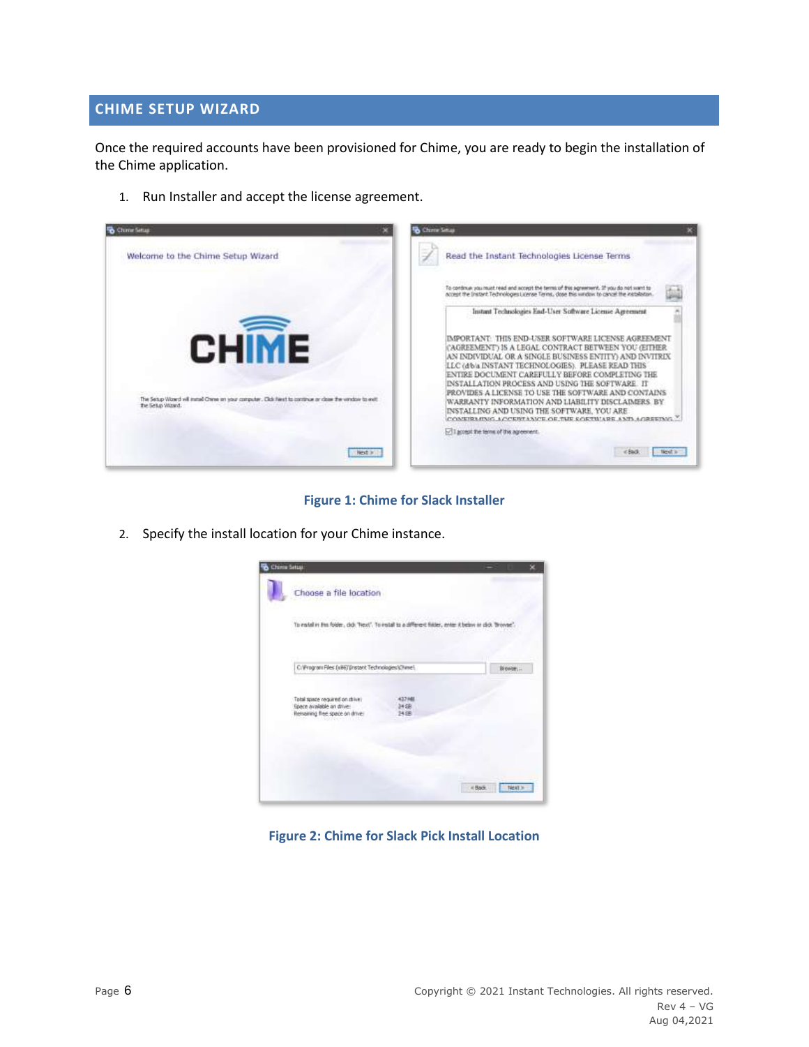## CHIME SETUP WIZARD

Once the required accounts have been provisioned for Chime, you are ready to begin the installation of the Chime application.

1. Run Installer and accept the license agreement.

Figure 1: Chime for Slack Installer

2. Specify the install location for your Chime instance.

Figure 2: Chime for Slack Pick Install Location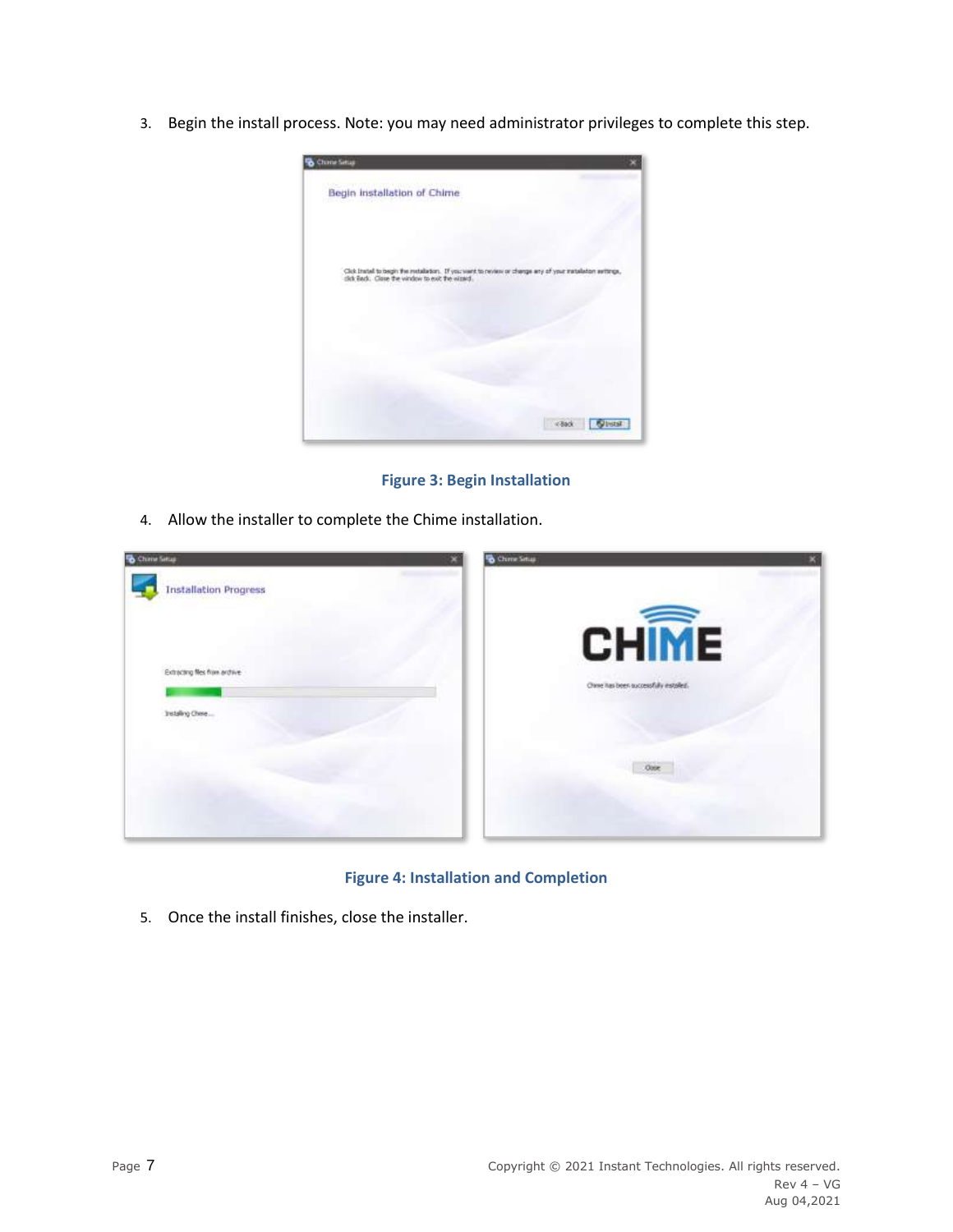3. Begin the install process. Note: you may need administrator privileges to complete this step.

**Figure 3: Begin Installation**

4. Allow the installer to complete the Chime installation.

**Figure 4: Installation and Completion**

5. Once the install finishes, close the installer.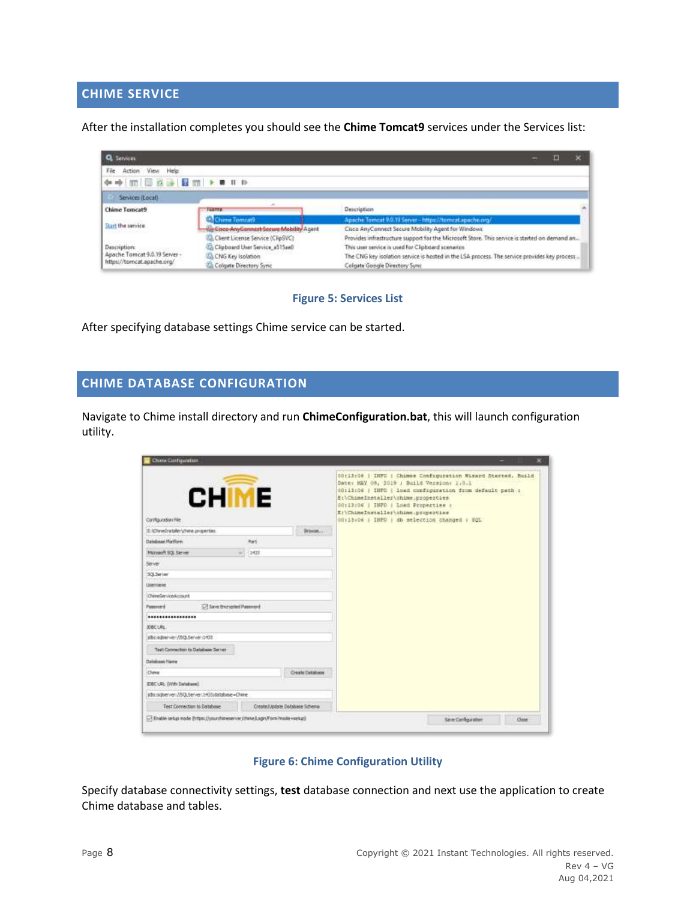## CHIME SERVICE

After the installation completes you should see the **Chime Tomcat9** services under the Services list:

Figure 5: Services List

After specifying database settings Chime service can be started.

## CHIME DATABASE CONFIGURATION

Navigate to Chime install directory and run **ChimeConfiguration.bat**, this will launch configuration utility.

Figure 6: Chime Configuration Utility

Specify database connectivity settings, **test** database connection and next use the application to create Chime database and tables.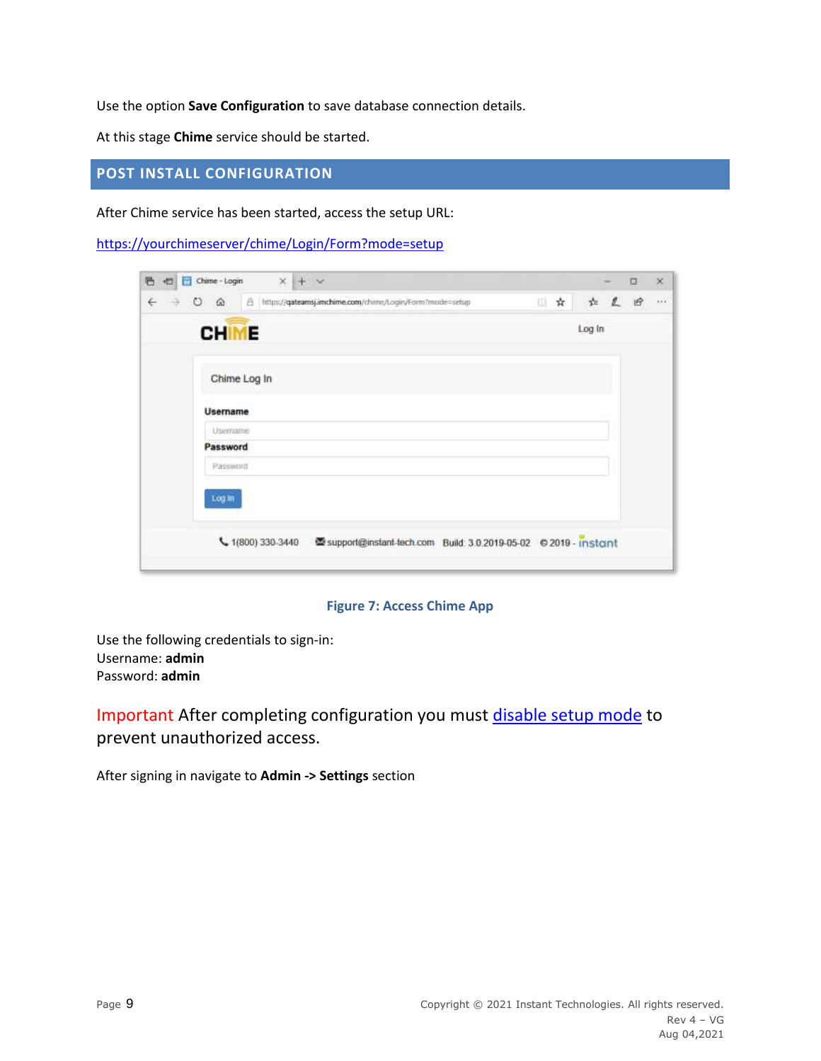Use the option **Save Configuration** to save database connection details.

At this stage **Chime** service should be started.

## POST INSTALL CONFIGURATION

After Chime service has been started, access the setup URL:

[https://yourchimeserver/chime/Login/Form?mode=setup](https://yourchimeserver/chime/Login/Form?mode=setup)

Figure 7: Access Chime App

Use the following credentials to sign-in:
Username: **admin**
Password: **admin**

Important After completing configuration you must [disable setup mode]() to prevent unauthorized access.

After signing in navigate to **Admin -> Settings** section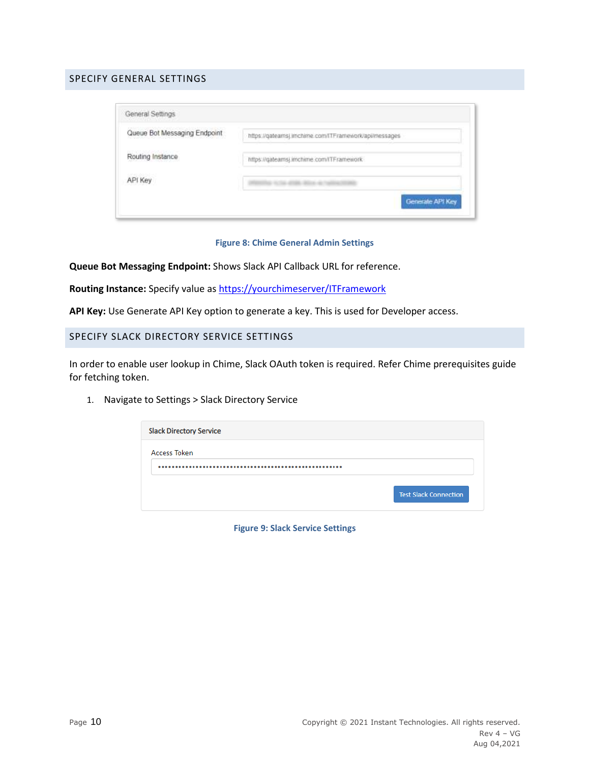## SPECIFY GENERAL SETTINGS

Figure 8: Chime General Admin Settings

**Queue Bot Messaging Endpoint:** Shows Slack API Callback URL for reference.

**Routing Instance:** Specify value as https://yourchimeserver/ITFramework

**API Key:** Use Generate API Key option to generate a key. This is used for Developer access.

## SPECIFY SLACK DIRECTORY SERVICE SETTINGS

In order to enable user lookup in Chime, Slack OAuth token is required. Refer Chime prerequisites guide for fetching token.

1. Navigate to Settings > Slack Directory Service

Figure 9: Slack Service Settings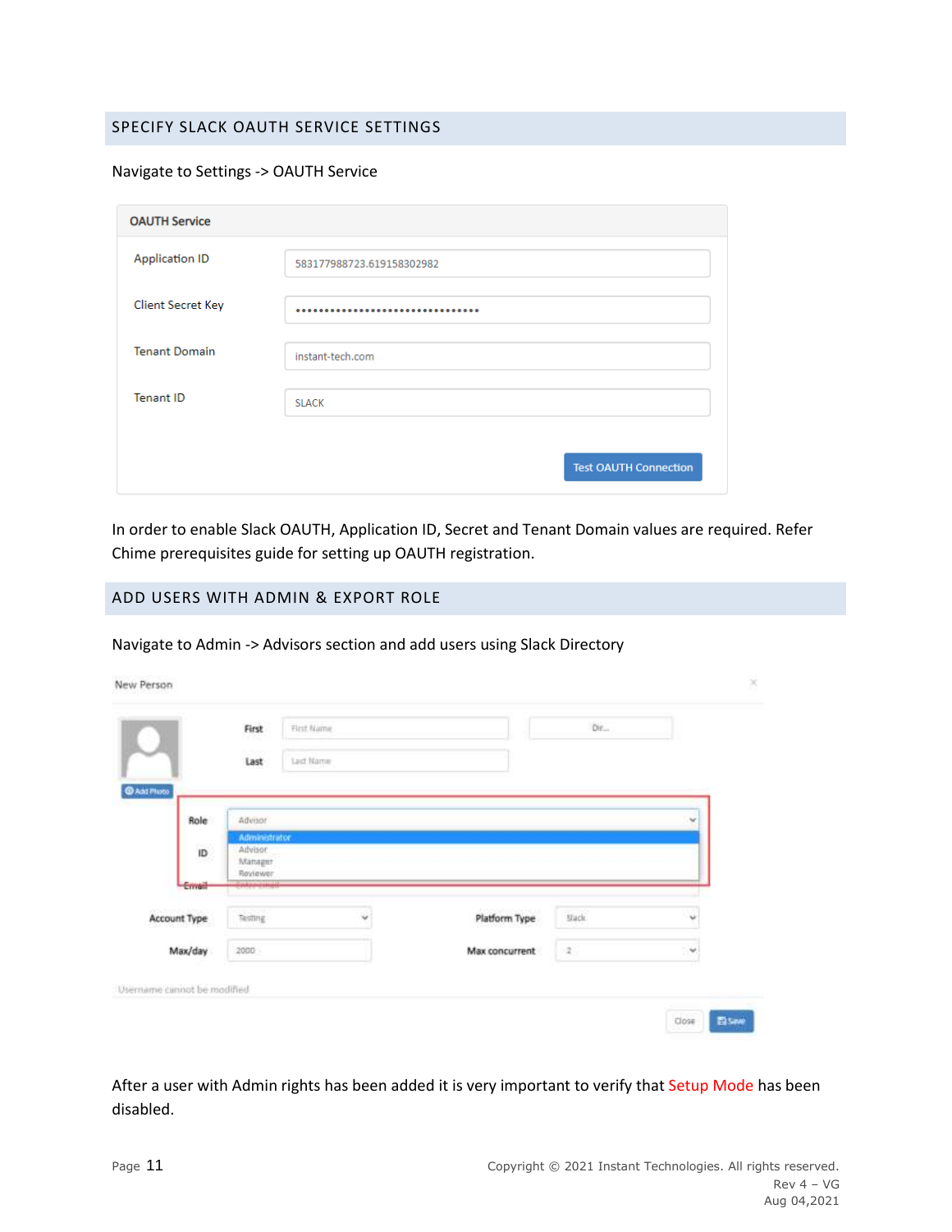## SPECIFY SLACK OAUTH SERVICE SETTINGS

Navigate to Settings -> OAUTH Service

**OAUTH Service**

| | |
|---|---|
| Application ID | 583177988723.619158302982 |
| Client Secret Key | •••••••••••••••••••••••••••••••• |
| Tenant Domain | instant-tech.com |
| Tenant ID | SLACK |

Test OAUTH Connection

In order to enable Slack OAUTH, Application ID, Secret and Tenant Domain values are required. Refer Chime prerequisites guide for setting up OAUTH registration.

## ADD USERS WITH ADMIN & EXPORT ROLE

Navigate to Admin -> Advisors section and add users using Slack Directory

New Person

Add Photo

First: First Name | Dir...

Last: Last Name

Role: Advisor
- Administrator
- Advisor
- Manager
- Reviewer

ID

Email: Enter email

Account Type: Testing | Platform Type: Slack

Max/day: 2000 | Max concurrent: 2

Username cannot be modified

Close | Save

After a user with Admin rights has been added it is very important to verify that Setup Mode has been disabled.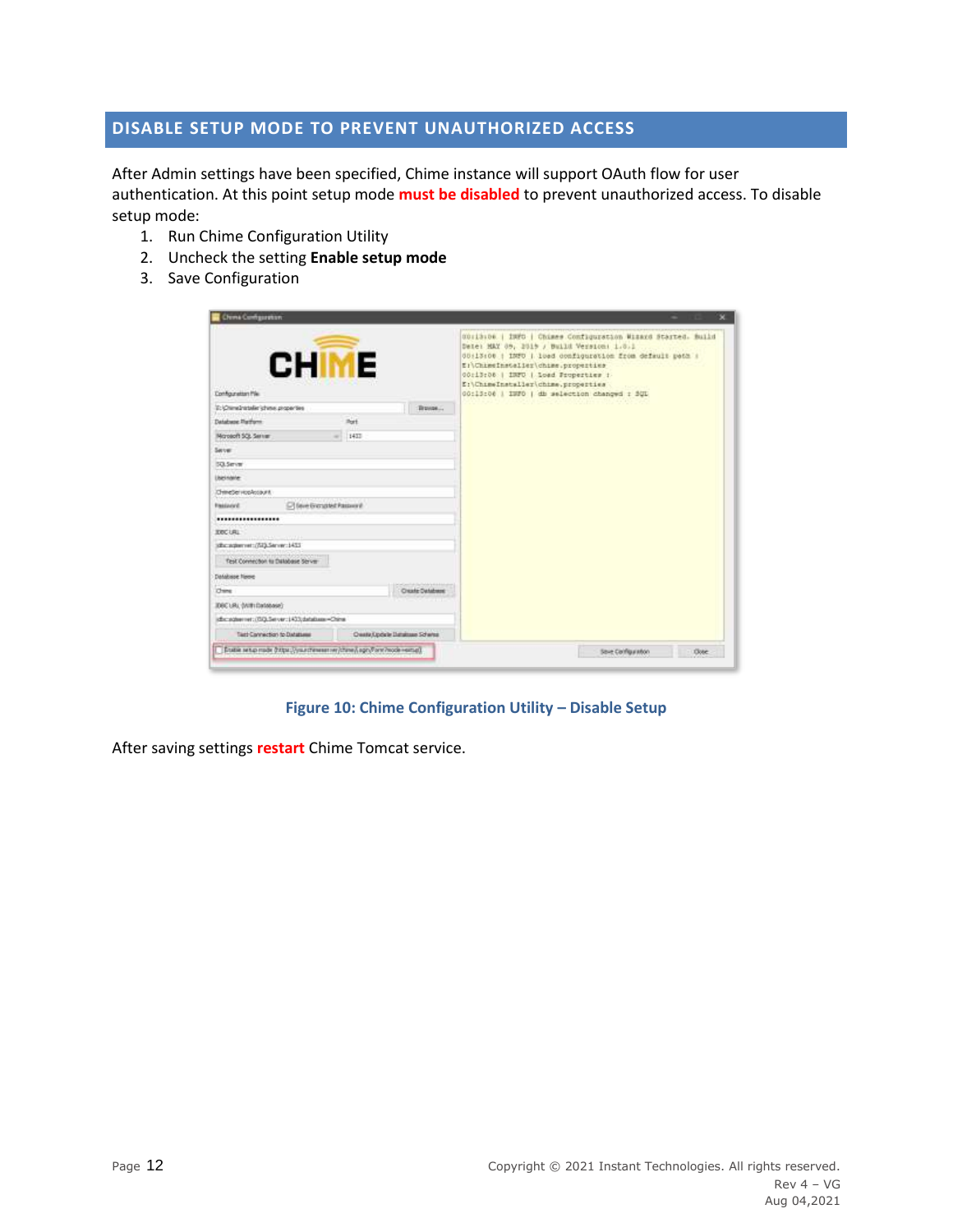## DISABLE SETUP MODE TO PREVENT UNAUTHORIZED ACCESS

After Admin settings have been specified, Chime instance will support OAuth flow for user authentication. At this point setup mode **must be disabled** to prevent unauthorized access. To disable setup mode:

1. Run Chime Configuration Utility
2. Uncheck the setting **Enable setup mode**
3. Save Configuration

**Figure 10: Chime Configuration Utility – Disable Setup**

After saving settings **restart** Chime Tomcat service.